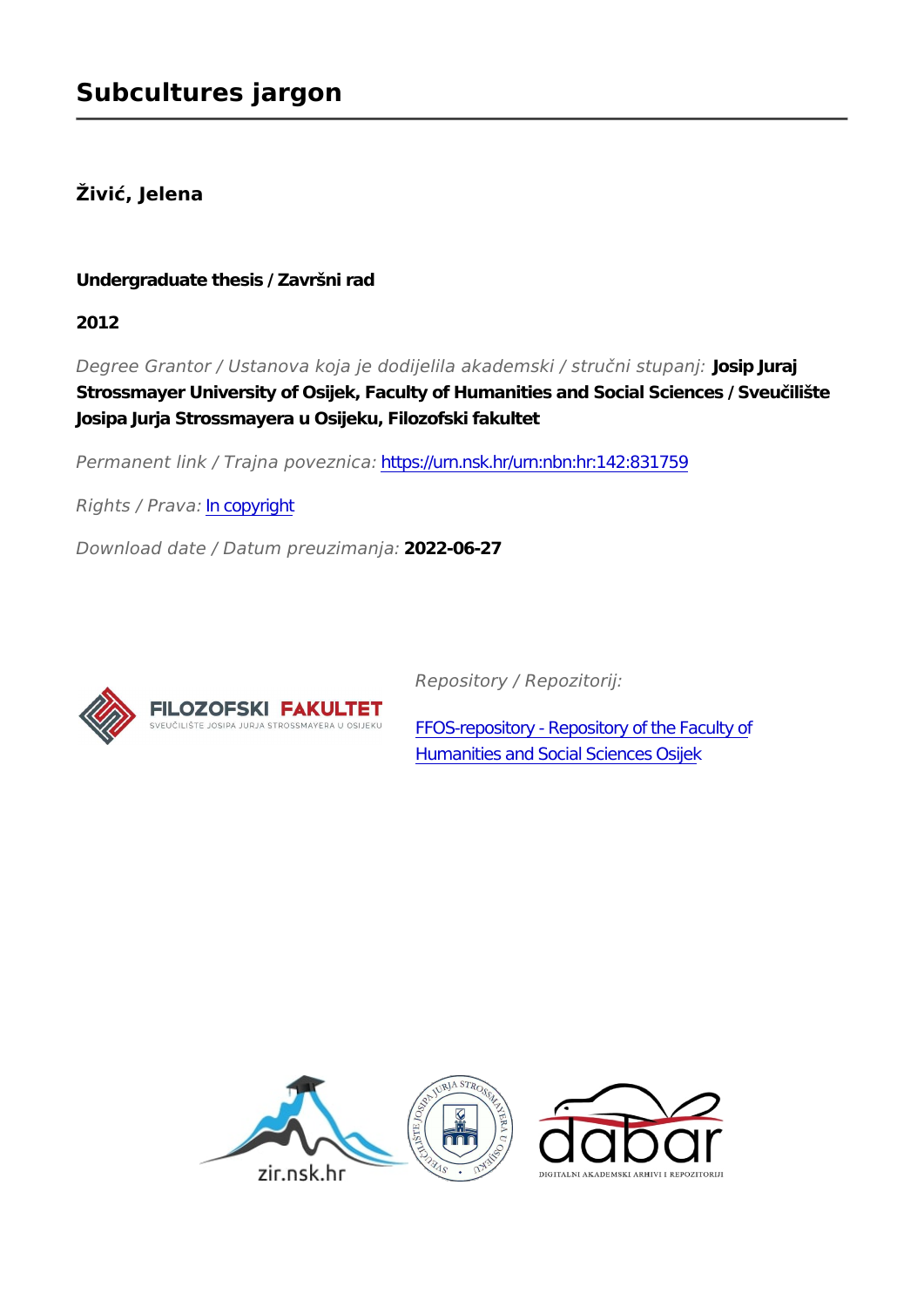# Subcultures jargon

**Živić, Jelena**

**Undergraduate thesis / Završni rad**

**2012**

*Degree Grantor / Ustanova koja je dodijelila akademski / stručni stupanj:* **Josip Juraj Strossmayer University of Osijek, Faculty of Humanities and Social Sciences / Sveučilište Josipa Jurja Strossmayera u Osijeku, Filozofski fakultet**

*Permanent link / Trajna poveznica:* https://urn.nsk.hr/urn:nbn:hr:142:831759

*Rights / Prava:* In copyright

*Download date / Datum preuzimanja:* **2022-06-27**

*Repository / Repozitorij:*

FFOS-repository - Repository of the Faculty of Humanities and Social Sciences Osijek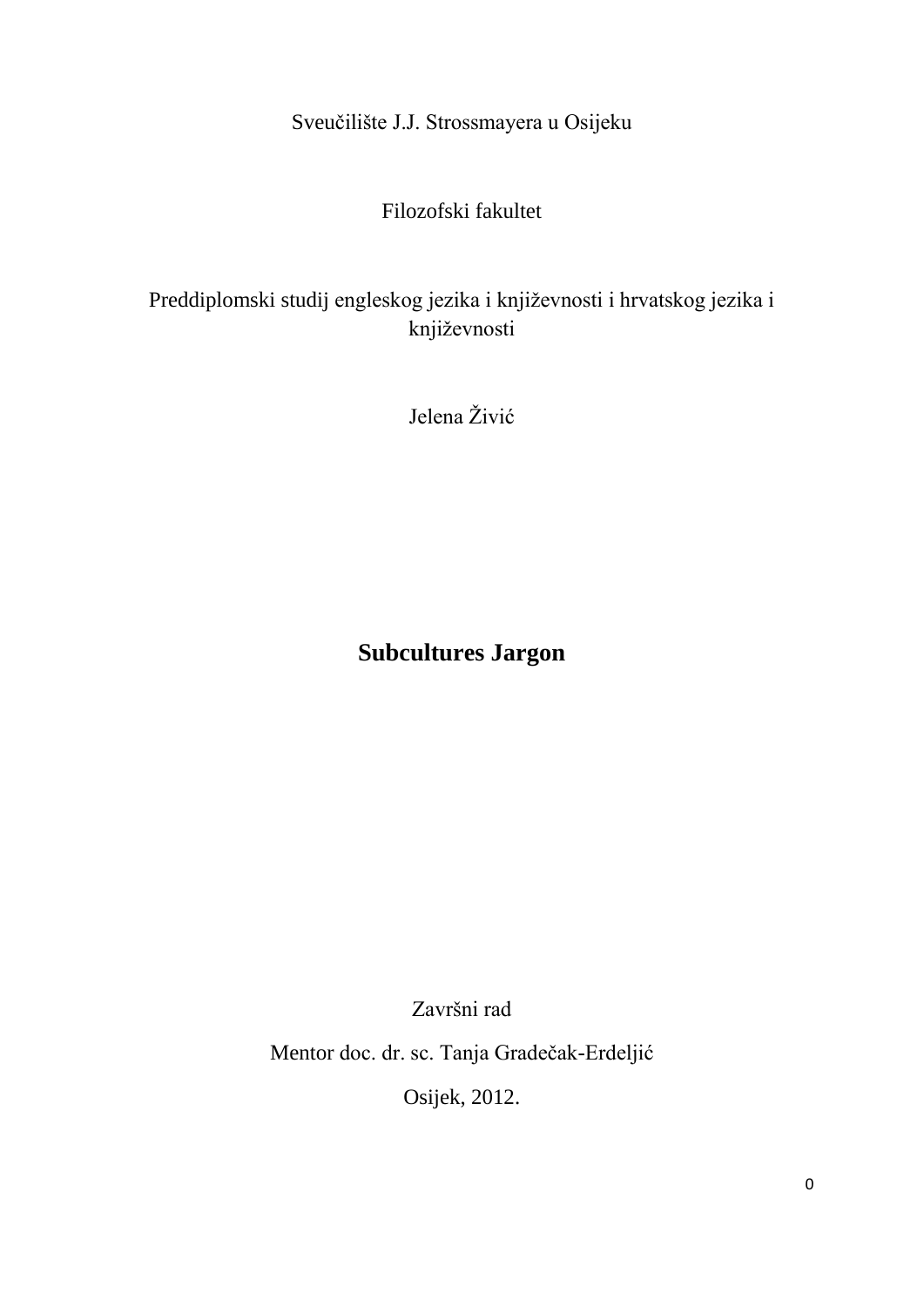Sveučilište J.J. Strossmayera u Osijeku

Filozofski fakultet

Preddiplomski studij engleskog jezika i književnosti i hrvatskog jezika i književnosti

Jelena Živić

# Subcultures Jargon

Završni rad

Mentor doc. dr. sc. Tanja Gradečak-Erdeljić

Osijek, 2012.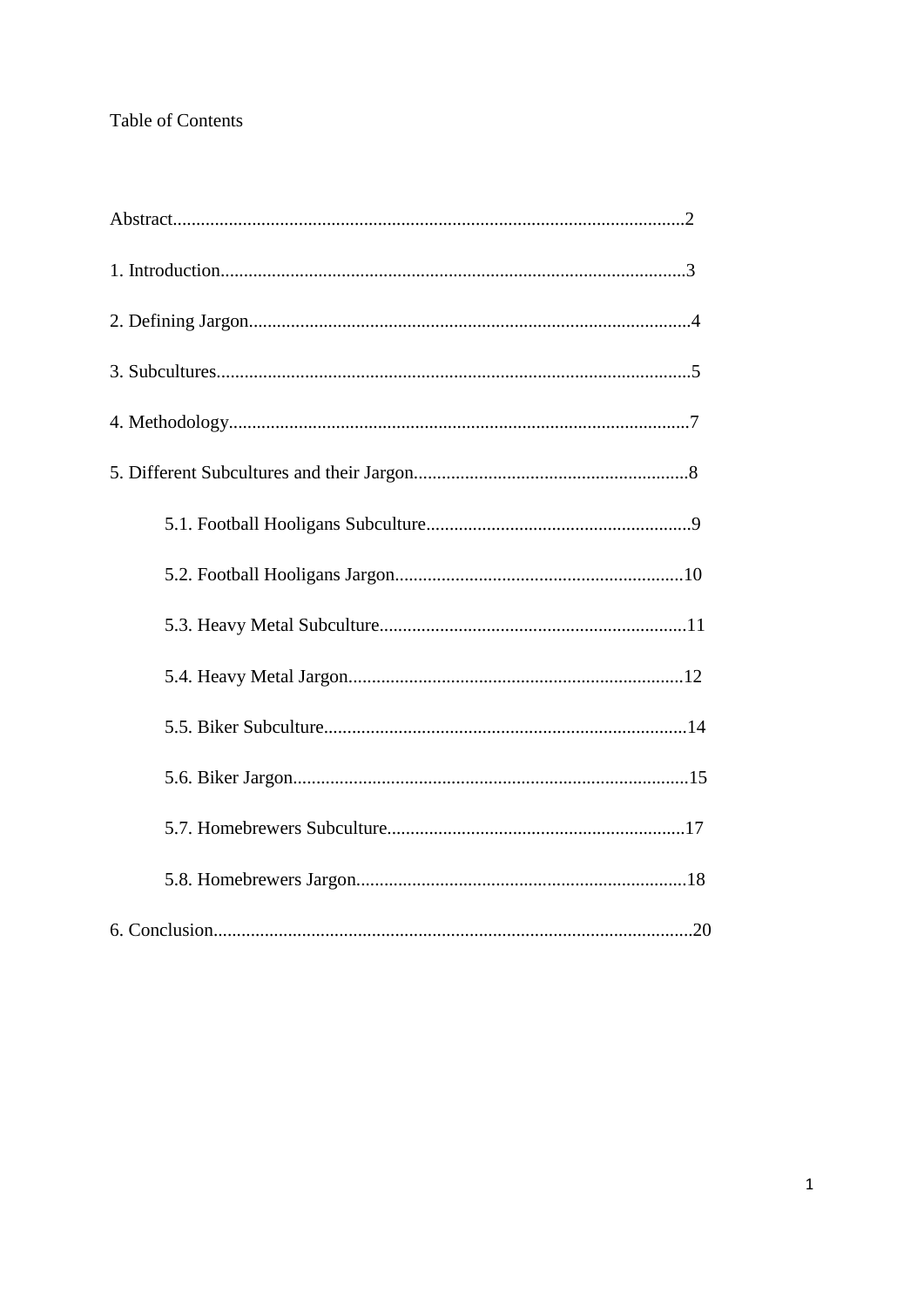Table of Contents

Abstract..........................................................................................................2

1. Introduction..................................................................................................3

2. Defining Jargon.............................................................................................4

3. Subcultures....................................................................................................5

4. Methodology..................................................................................................7

5. Different Subcultures and their Jargon.........................................................8

- 5.1. Football Hooligans Subculture.........................................................9
- 5.2. Football Hooligans Jargon..............................................................10
- 5.3. Heavy Metal Subculture..................................................................11
- 5.4. Heavy Metal Jargon........................................................................12
- 5.5. Biker Subculture..............................................................................14
- 5.6. Biker Jargon.....................................................................................15
- 5.7. Homebrewers Subculture................................................................17
- 5.8. Homebrewers Jargon.......................................................................18

6. Conclusion.....................................................................................................20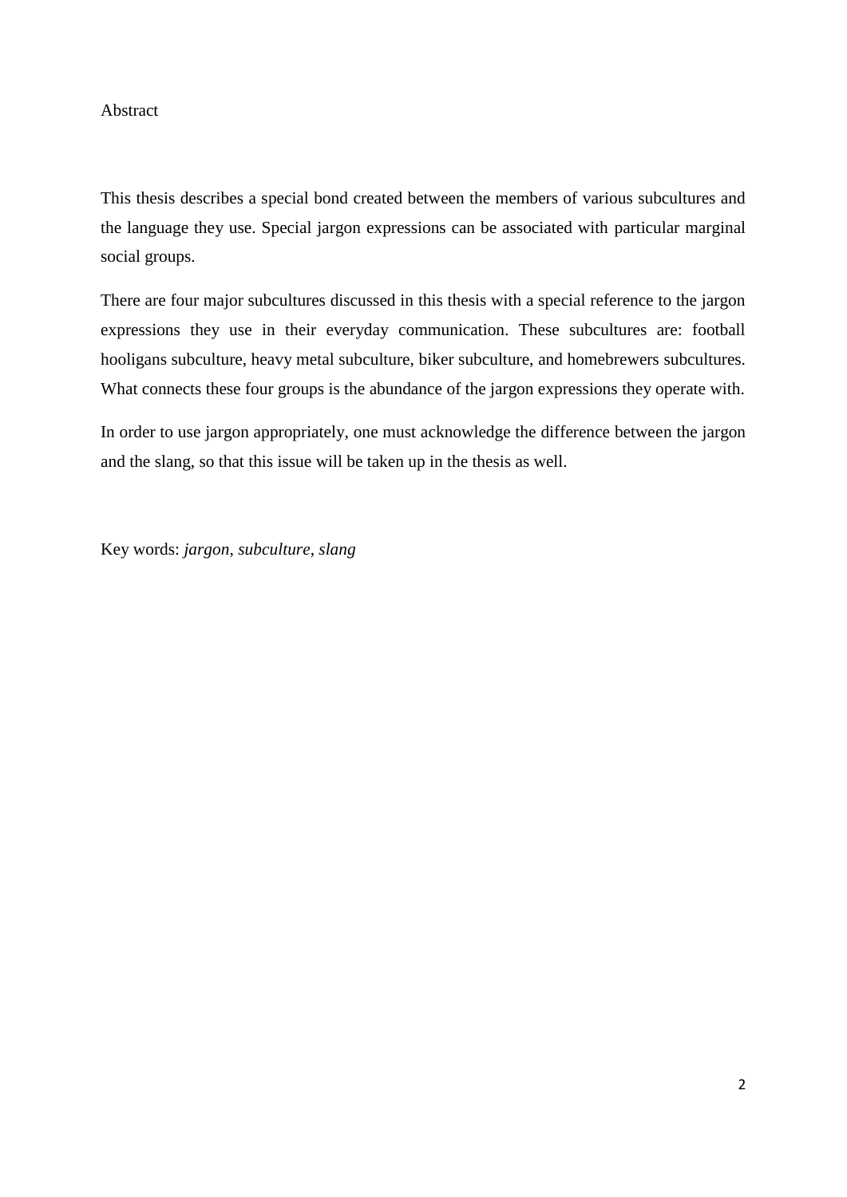# Abstract

This thesis describes a special bond created between the members of various subcultures and the language they use. Special jargon expressions can be associated with particular marginal social groups.

There are four major subcultures discussed in this thesis with a special reference to the jargon expressions they use in their everyday communication. These subcultures are: football hooligans subculture, heavy metal subculture, biker subculture, and homebrewers subcultures. What connects these four groups is the abundance of the jargon expressions they operate with.

In order to use jargon appropriately, one must acknowledge the difference between the jargon and the slang, so that this issue will be taken up in the thesis as well.

Key words: *jargon*, *subculture*, *slang*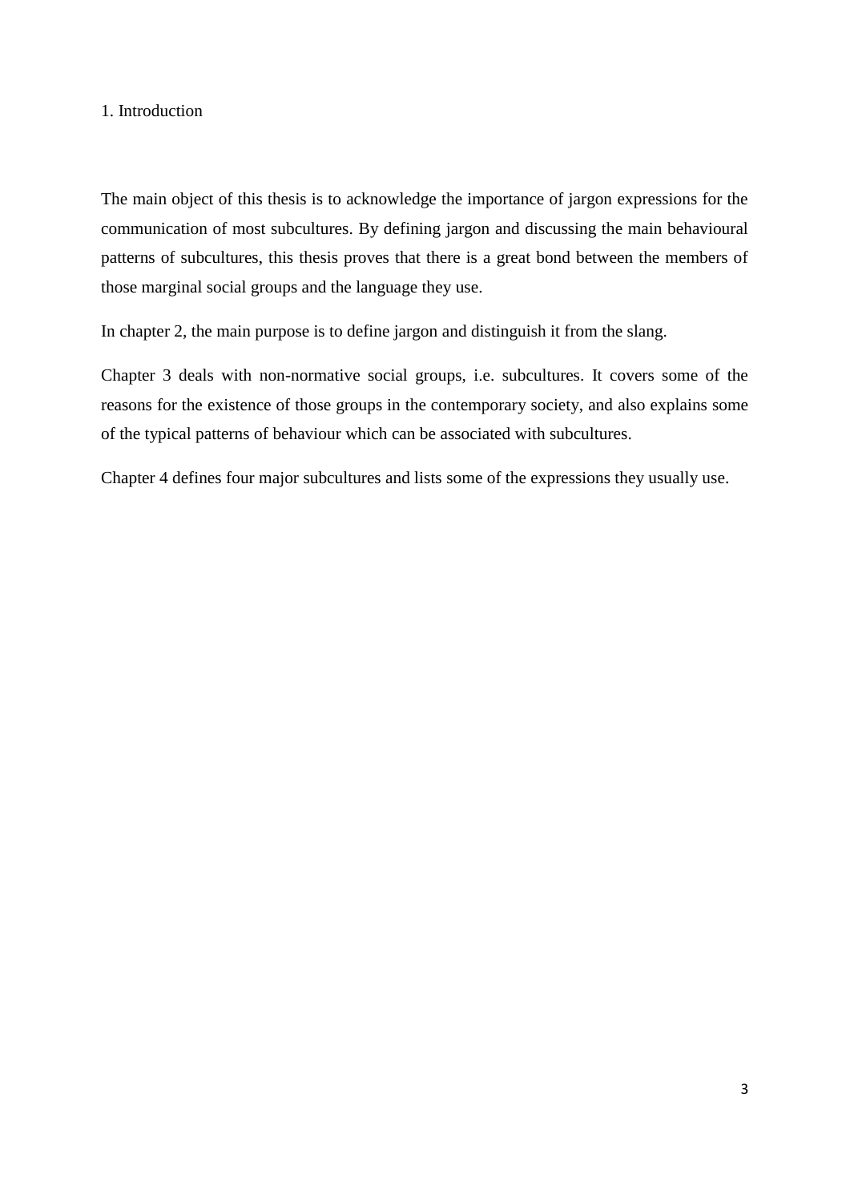# 1. Introduction

The main object of this thesis is to acknowledge the importance of jargon expressions for the communication of most subcultures. By defining jargon and discussing the main behavioural patterns of subcultures, this thesis proves that there is a great bond between the members of those marginal social groups and the language they use.

In chapter 2, the main purpose is to define jargon and distinguish it from the slang.

Chapter 3 deals with non-normative social groups, i.e. subcultures. It covers some of the reasons for the existence of those groups in the contemporary society, and also explains some of the typical patterns of behaviour which can be associated with subcultures.

Chapter 4 defines four major subcultures and lists some of the expressions they usually use.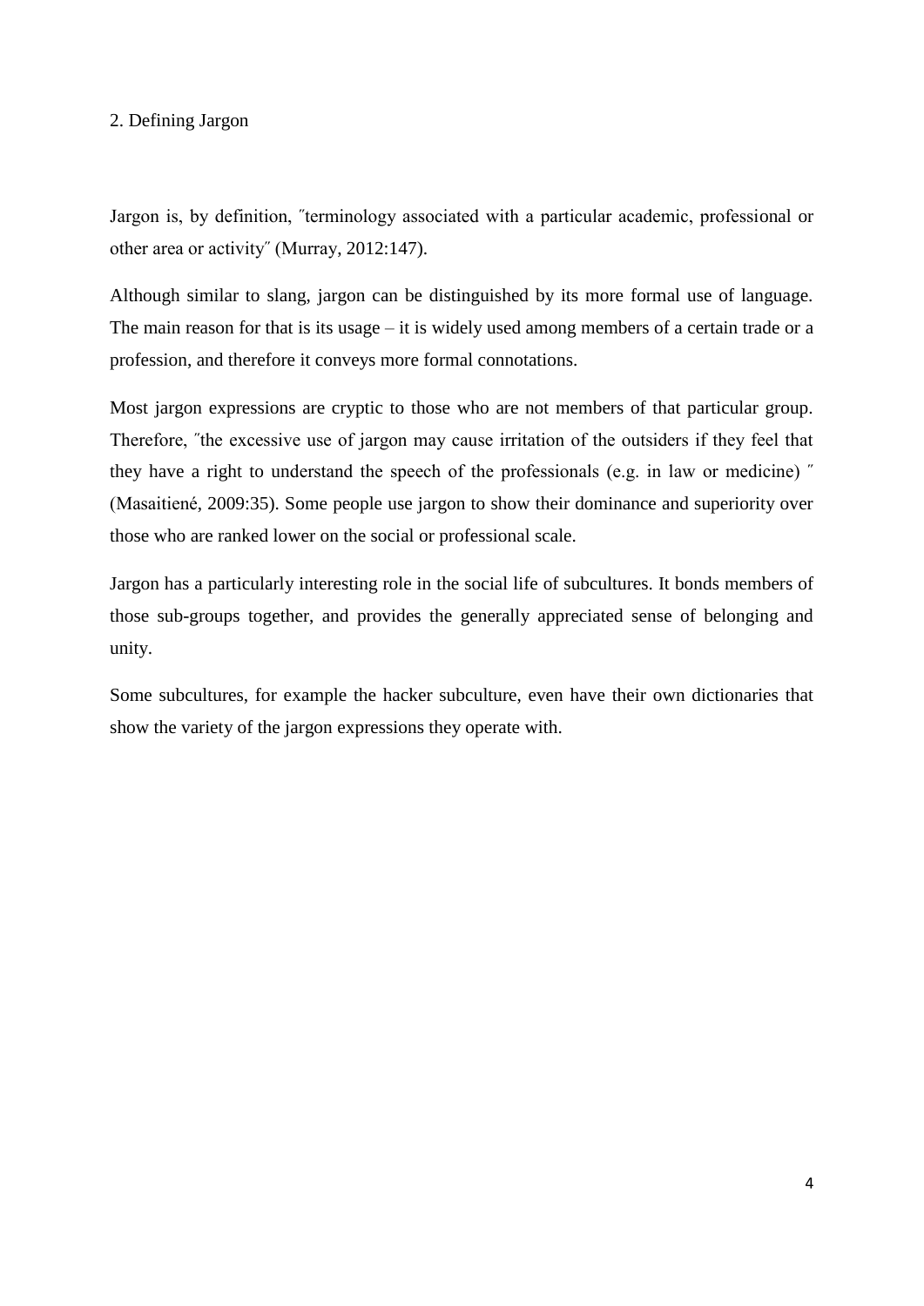## 2. Defining Jargon

Jargon is, by definition, ″terminology associated with a particular academic, professional or other area or activity″ (Murray, 2012:147).

Although similar to slang, jargon can be distinguished by its more formal use of language. The main reason for that is its usage – it is widely used among members of a certain trade or a profession, and therefore it conveys more formal connotations.

Most jargon expressions are cryptic to those who are not members of that particular group. Therefore, ″the excessive use of jargon may cause irritation of the outsiders if they feel that they have a right to understand the speech of the professionals (e.g. in law or medicine) ″ (Masaitiené, 2009:35). Some people use jargon to show their dominance and superiority over those who are ranked lower on the social or professional scale.

Jargon has a particularly interesting role in the social life of subcultures. It bonds members of those sub-groups together, and provides the generally appreciated sense of belonging and unity.

Some subcultures, for example the hacker subculture, even have their own dictionaries that show the variety of the jargon expressions they operate with.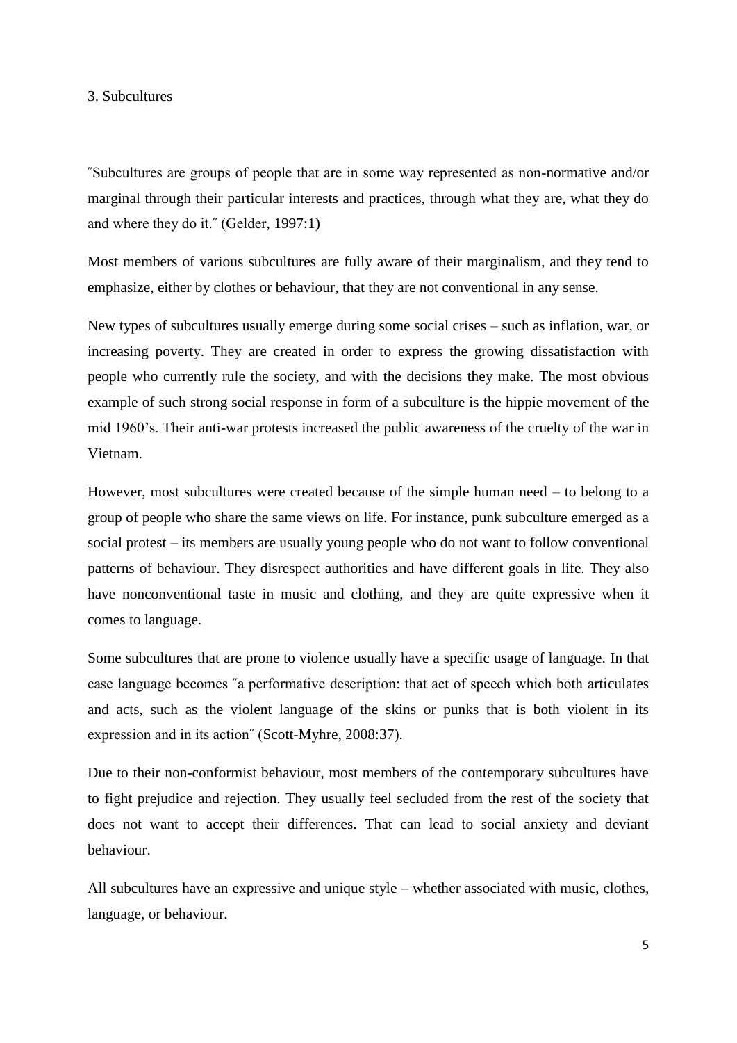## 3. Subcultures

″Subcultures are groups of people that are in some way represented as non-normative and/or marginal through their particular interests and practices, through what they are, what they do and where they do it.″ (Gelder, 1997:1)

Most members of various subcultures are fully aware of their marginalism, and they tend to emphasize, either by clothes or behaviour, that they are not conventional in any sense.

New types of subcultures usually emerge during some social crises – such as inflation, war, or increasing poverty. They are created in order to express the growing dissatisfaction with people who currently rule the society, and with the decisions they make. The most obvious example of such strong social response in form of a subculture is the hippie movement of the mid 1960's. Their anti-war protests increased the public awareness of the cruelty of the war in Vietnam.

However, most subcultures were created because of the simple human need – to belong to a group of people who share the same views on life. For instance, punk subculture emerged as a social protest – its members are usually young people who do not want to follow conventional patterns of behaviour. They disrespect authorities and have different goals in life. They also have nonconventional taste in music and clothing, and they are quite expressive when it comes to language.

Some subcultures that are prone to violence usually have a specific usage of language. In that case language becomes ″a performative description: that act of speech which both articulates and acts, such as the violent language of the skins or punks that is both violent in its expression and in its action″ (Scott-Myhre, 2008:37).

Due to their non-conformist behaviour, most members of the contemporary subcultures have to fight prejudice and rejection. They usually feel secluded from the rest of the society that does not want to accept their differences. That can lead to social anxiety and deviant behaviour.

All subcultures have an expressive and unique style – whether associated with music, clothes, language, or behaviour.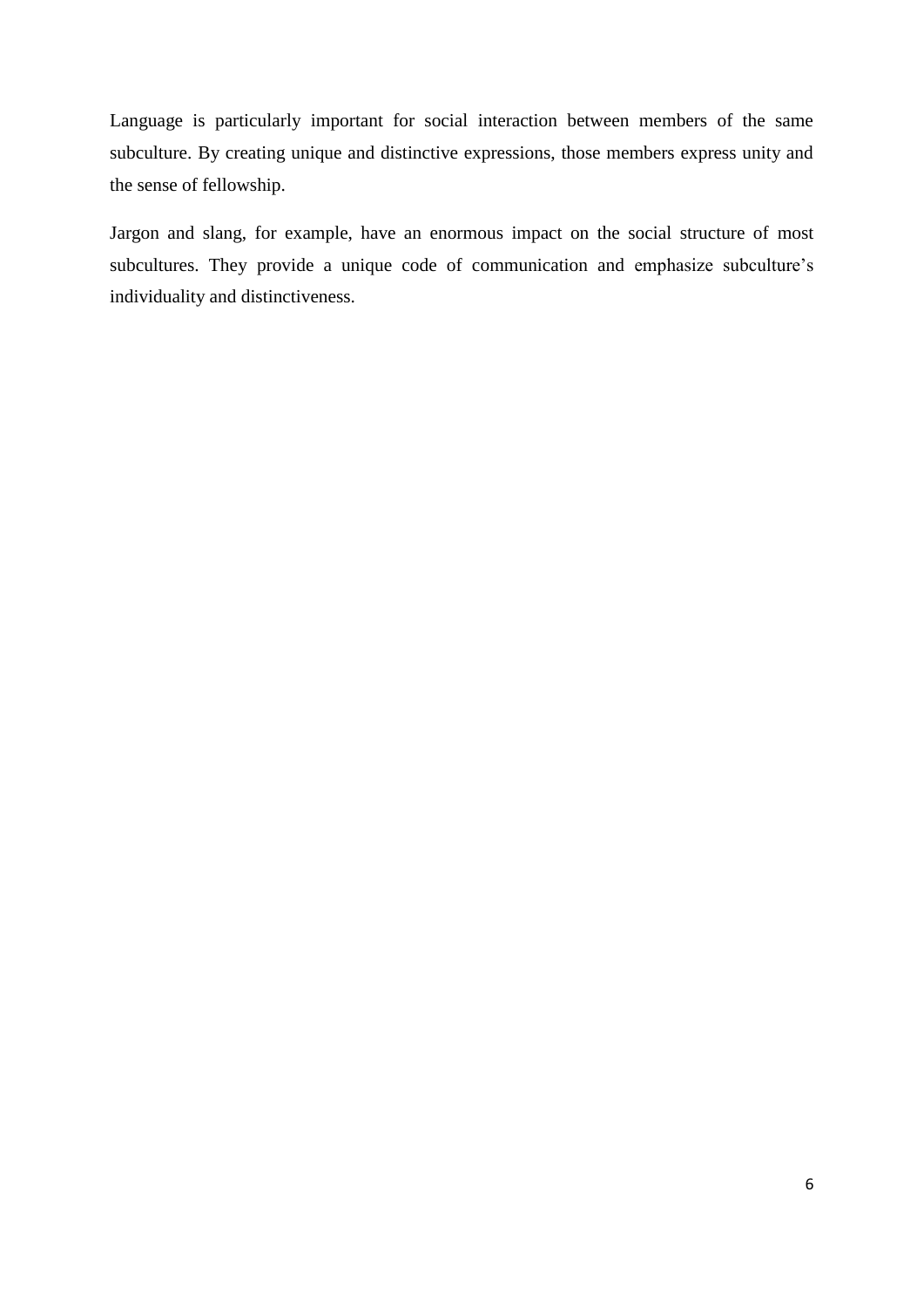Language is particularly important for social interaction between members of the same subculture. By creating unique and distinctive expressions, those members express unity and the sense of fellowship.

Jargon and slang, for example, have an enormous impact on the social structure of most subcultures. They provide a unique code of communication and emphasize subculture's individuality and distinctiveness.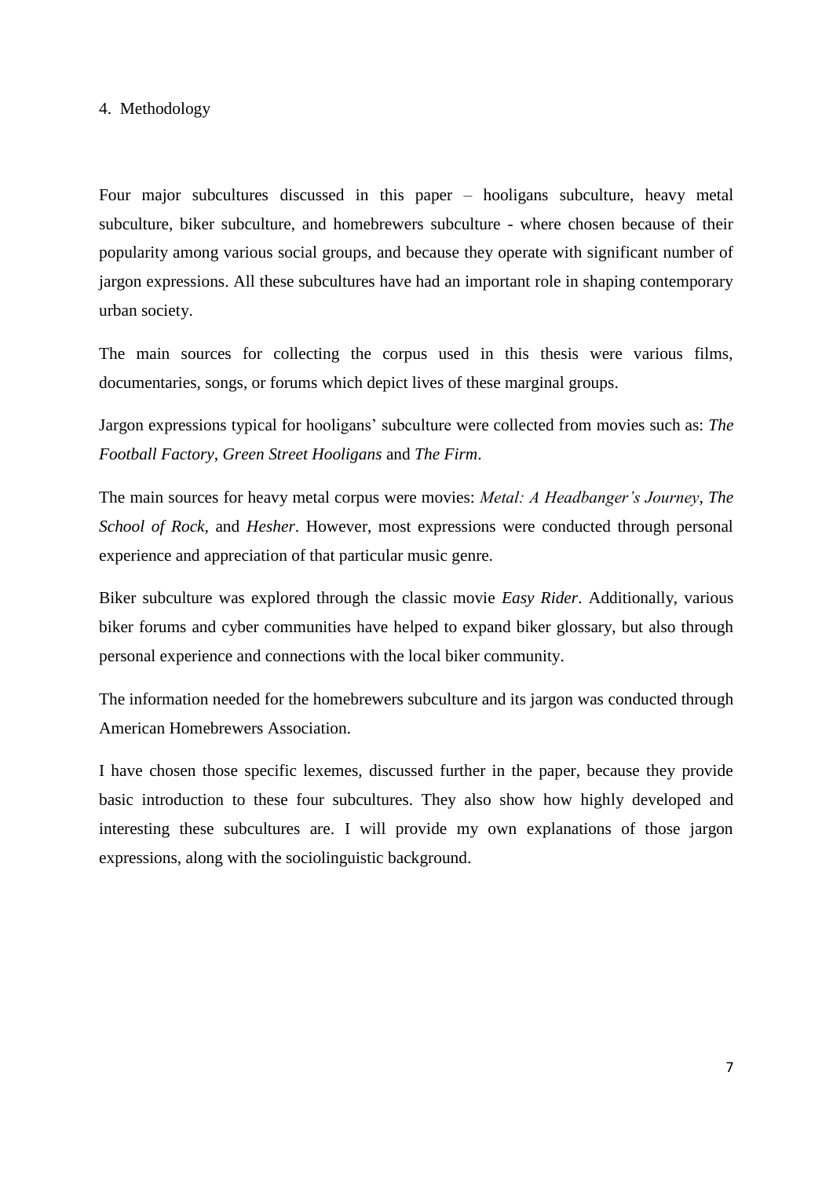# 4. Methodology

Four major subcultures discussed in this paper – hooligans subculture, heavy metal subculture, biker subculture, and homebrewers subculture - where chosen because of their popularity among various social groups, and because they operate with significant number of jargon expressions. All these subcultures have had an important role in shaping contemporary urban society.

The main sources for collecting the corpus used in this thesis were various films, documentaries, songs, or forums which depict lives of these marginal groups.

Jargon expressions typical for hooligans' subculture were collected from movies such as: *The Football Factory*, *Green Street Hooligans* and *The Firm*.

The main sources for heavy metal corpus were movies: *Metal: A Headbanger's Journey*, *The School of Rock*, and *Hesher*. However, most expressions were conducted through personal experience and appreciation of that particular music genre.

Biker subculture was explored through the classic movie *Easy Rider*. Additionally, various biker forums and cyber communities have helped to expand biker glossary, but also through personal experience and connections with the local biker community.

The information needed for the homebrewers subculture and its jargon was conducted through American Homebrewers Association.

I have chosen those specific lexemes, discussed further in the paper, because they provide basic introduction to these four subcultures. They also show how highly developed and interesting these subcultures are. I will provide my own explanations of those jargon expressions, along with the sociolinguistic background.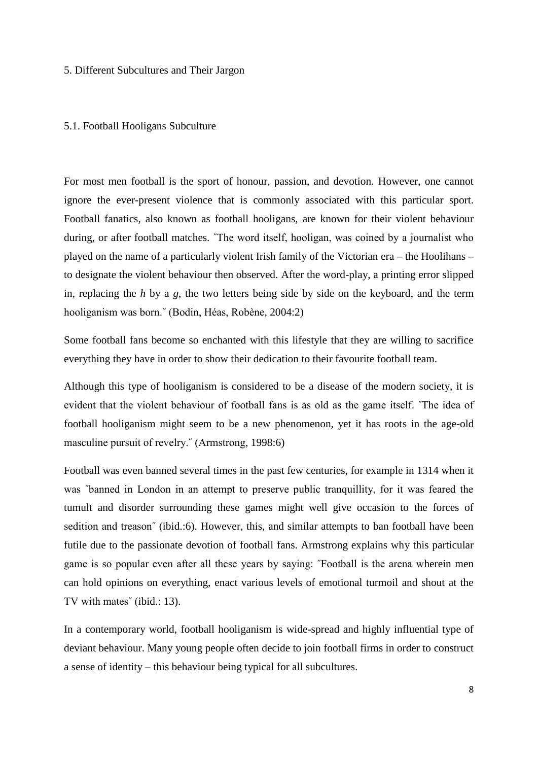# 5. Different Subcultures and Their Jargon

## 5.1. Football Hooligans Subculture

For most men football is the sport of honour, passion, and devotion. However, one cannot ignore the ever-present violence that is commonly associated with this particular sport. Football fanatics, also known as football hooligans, are known for their violent behaviour during, or after football matches. ″The word itself, hooligan, was coined by a journalist who played on the name of a particularly violent Irish family of the Victorian era – the Hoolihans – to designate the violent behaviour then observed. After the word-play, a printing error slipped in, replacing the *h* by a *g*, the two letters being side by side on the keyboard, and the term hooliganism was born.″ (Bodin, Héas, Robène, 2004:2)

Some football fans become so enchanted with this lifestyle that they are willing to sacrifice everything they have in order to show their dedication to their favourite football team.

Although this type of hooliganism is considered to be a disease of the modern society, it is evident that the violent behaviour of football fans is as old as the game itself. ″The idea of football hooliganism might seem to be a new phenomenon, yet it has roots in the age-old masculine pursuit of revelry.″ (Armstrong, 1998:6)

Football was even banned several times in the past few centuries, for example in 1314 when it was ″banned in London in an attempt to preserve public tranquillity, for it was feared the tumult and disorder surrounding these games might well give occasion to the forces of sedition and treason″ (ibid.:6). However, this, and similar attempts to ban football have been futile due to the passionate devotion of football fans. Armstrong explains why this particular game is so popular even after all these years by saying: ″Football is the arena wherein men can hold opinions on everything, enact various levels of emotional turmoil and shout at the TV with mates″ (ibid.: 13).

In a contemporary world, football hooliganism is wide-spread and highly influential type of deviant behaviour. Many young people often decide to join football firms in order to construct a sense of identity – this behaviour being typical for all subcultures.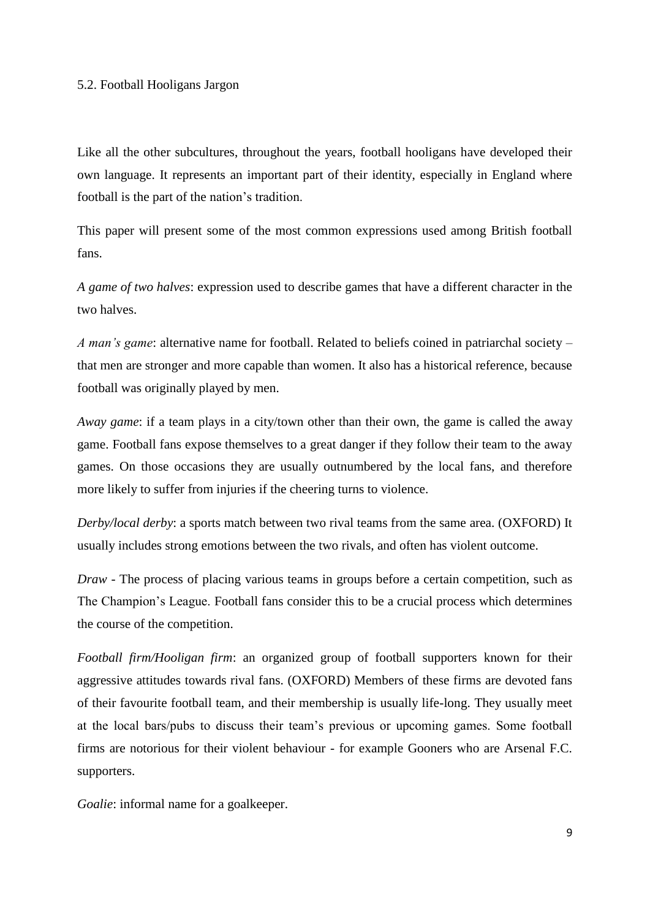## 5.2. Football Hooligans Jargon

Like all the other subcultures, throughout the years, football hooligans have developed their own language. It represents an important part of their identity, especially in England where football is the part of the nation's tradition.

This paper will present some of the most common expressions used among British football fans.

*A game of two halves*: expression used to describe games that have a different character in the two halves.

*A man's game*: alternative name for football. Related to beliefs coined in patriarchal society – that men are stronger and more capable than women. It also has a historical reference, because football was originally played by men.

*Away game*: if a team plays in a city/town other than their own, the game is called the away game. Football fans expose themselves to a great danger if they follow their team to the away games. On those occasions they are usually outnumbered by the local fans, and therefore more likely to suffer from injuries if the cheering turns to violence.

*Derby/local derby*: a sports match between two rival teams from the same area. (OXFORD) It usually includes strong emotions between the two rivals, and often has violent outcome.

*Draw* - The process of placing various teams in groups before a certain competition, such as The Champion's League. Football fans consider this to be a crucial process which determines the course of the competition.

*Football firm/Hooligan firm*: an organized group of football supporters known for their aggressive attitudes towards rival fans. (OXFORD) Members of these firms are devoted fans of their favourite football team, and their membership is usually life-long. They usually meet at the local bars/pubs to discuss their team's previous or upcoming games. Some football firms are notorious for their violent behaviour - for example Gooners who are Arsenal F.C. supporters.

*Goalie*: informal name for a goalkeeper.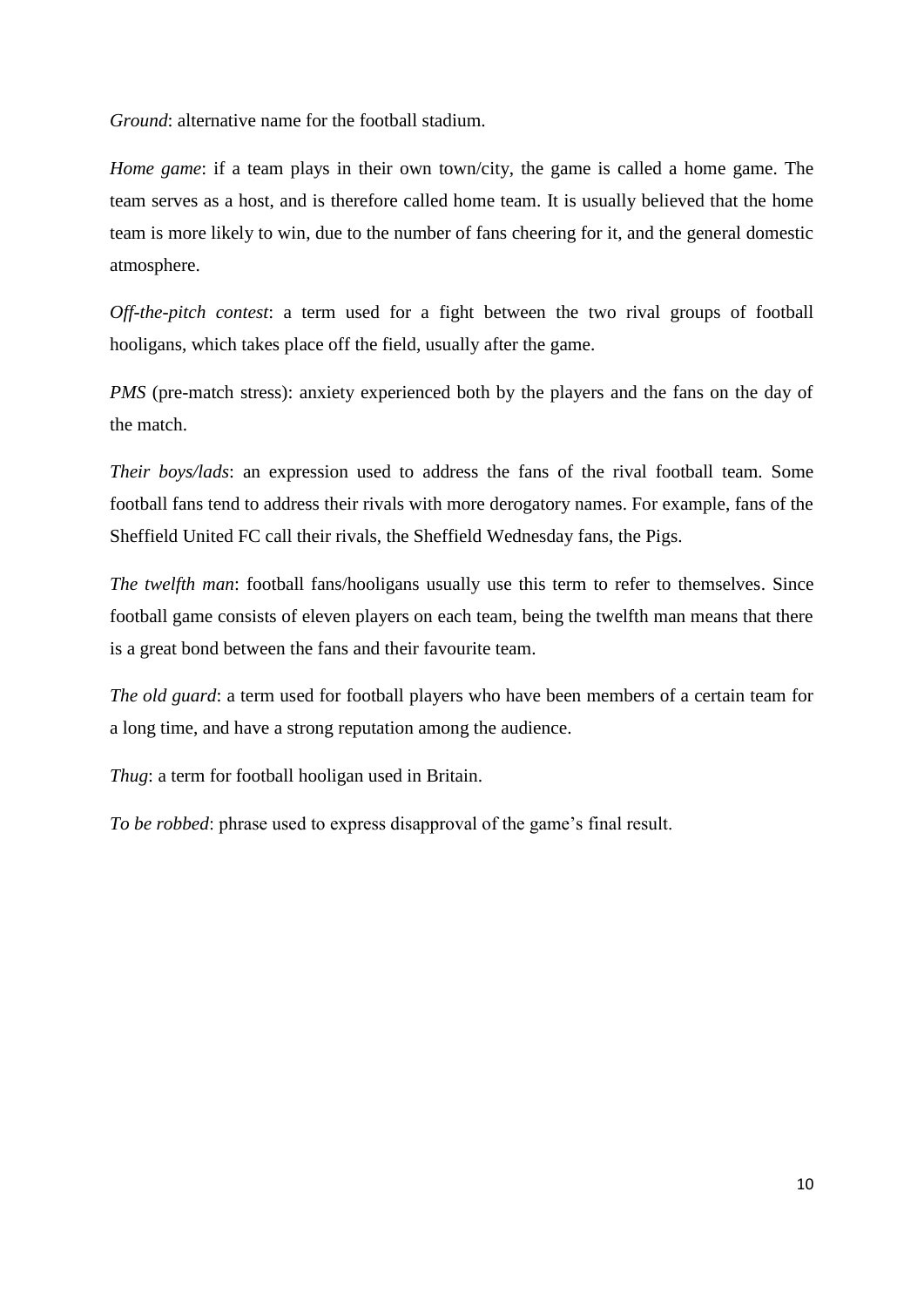*Ground*: alternative name for the football stadium.

*Home game*: if a team plays in their own town/city, the game is called a home game. The team serves as a host, and is therefore called home team. It is usually believed that the home team is more likely to win, due to the number of fans cheering for it, and the general domestic atmosphere.

*Off-the-pitch contest*: a term used for a fight between the two rival groups of football hooligans, which takes place off the field, usually after the game.

*PMS* (pre-match stress): anxiety experienced both by the players and the fans on the day of the match.

*Their boys/lads*: an expression used to address the fans of the rival football team. Some football fans tend to address their rivals with more derogatory names. For example, fans of the Sheffield United FC call their rivals, the Sheffield Wednesday fans, the Pigs.

*The twelfth man*: football fans/hooligans usually use this term to refer to themselves. Since football game consists of eleven players on each team, being the twelfth man means that there is a great bond between the fans and their favourite team.

*The old guard*: a term used for football players who have been members of a certain team for a long time, and have a strong reputation among the audience.

*Thug*: a term for football hooligan used in Britain.

*To be robbed*: phrase used to express disapproval of the game's final result.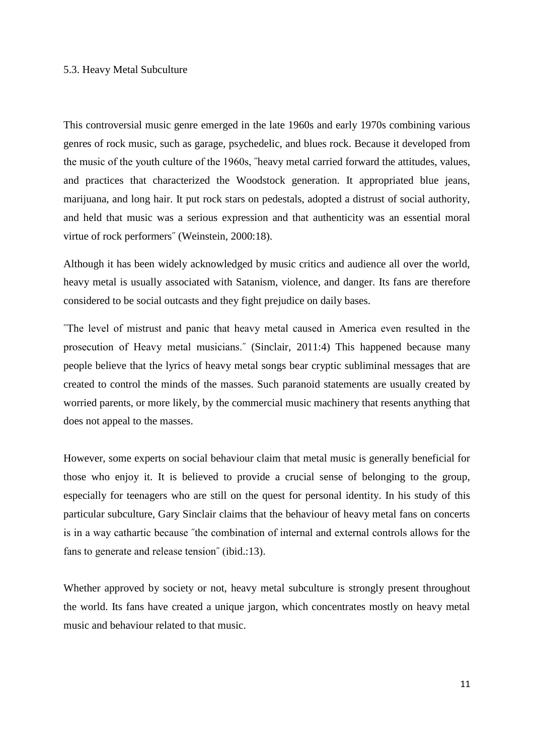### 5.3. Heavy Metal Subculture

This controversial music genre emerged in the late 1960s and early 1970s combining various genres of rock music, such as garage, psychedelic, and blues rock. Because it developed from the music of the youth culture of the 1960s, ″heavy metal carried forward the attitudes, values, and practices that characterized the Woodstock generation. It appropriated blue jeans, marijuana, and long hair. It put rock stars on pedestals, adopted a distrust of social authority, and held that music was a serious expression and that authenticity was an essential moral virtue of rock performers″ (Weinstein, 2000:18).

Although it has been widely acknowledged by music critics and audience all over the world, heavy metal is usually associated with Satanism, violence, and danger. Its fans are therefore considered to be social outcasts and they fight prejudice on daily bases.

″The level of mistrust and panic that heavy metal caused in America even resulted in the prosecution of Heavy metal musicians.″ (Sinclair, 2011:4) This happened because many people believe that the lyrics of heavy metal songs bear cryptic subliminal messages that are created to control the minds of the masses. Such paranoid statements are usually created by worried parents, or more likely, by the commercial music machinery that resents anything that does not appeal to the masses.

However, some experts on social behaviour claim that metal music is generally beneficial for those who enjoy it. It is believed to provide a crucial sense of belonging to the group, especially for teenagers who are still on the quest for personal identity. In his study of this particular subculture, Gary Sinclair claims that the behaviour of heavy metal fans on concerts is in a way cathartic because ″the combination of internal and external controls allows for the fans to generate and release tension″ (ibid.:13).

Whether approved by society or not, heavy metal subculture is strongly present throughout the world. Its fans have created a unique jargon, which concentrates mostly on heavy metal music and behaviour related to that music.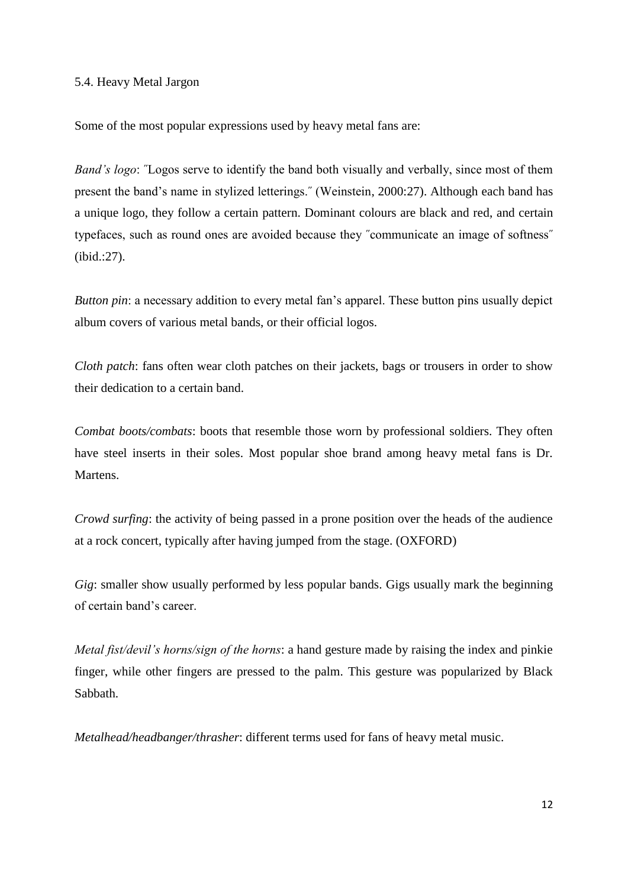## 5.4. Heavy Metal Jargon

Some of the most popular expressions used by heavy metal fans are:

*Band's logo*: ˝Logos serve to identify the band both visually and verbally, since most of them present the band's name in stylized letterings.˝ (Weinstein, 2000:27). Although each band has a unique logo, they follow a certain pattern. Dominant colours are black and red, and certain typefaces, such as round ones are avoided because they ˝communicate an image of softness˝ (ibid.:27).

*Button pin*: a necessary addition to every metal fan's apparel. These button pins usually depict album covers of various metal bands, or their official logos.

*Cloth patch*: fans often wear cloth patches on their jackets, bags or trousers in order to show their dedication to a certain band.

*Combat boots/combats*: boots that resemble those worn by professional soldiers. They often have steel inserts in their soles. Most popular shoe brand among heavy metal fans is Dr. Martens.

*Crowd surfing*: the activity of being passed in a prone position over the heads of the audience at a rock concert, typically after having jumped from the stage. (OXFORD)

*Gig*: smaller show usually performed by less popular bands. Gigs usually mark the beginning of certain band's career.

*Metal fist/devil's horns/sign of the horns*: a hand gesture made by raising the index and pinkie finger, while other fingers are pressed to the palm. This gesture was popularized by Black Sabbath.

*Metalhead/headbanger/thrasher*: different terms used for fans of heavy metal music.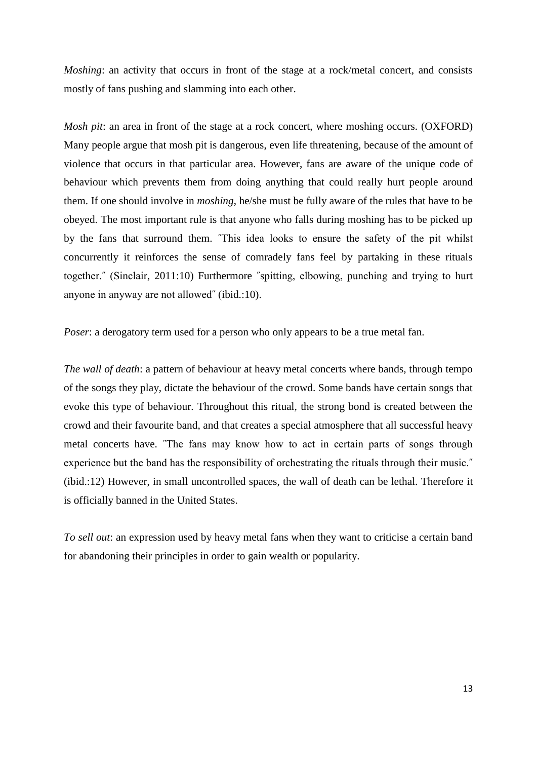*Moshing*: an activity that occurs in front of the stage at a rock/metal concert, and consists mostly of fans pushing and slamming into each other.

*Mosh pit*: an area in front of the stage at a rock concert, where moshing occurs. (OXFORD) Many people argue that mosh pit is dangerous, even life threatening, because of the amount of violence that occurs in that particular area. However, fans are aware of the unique code of behaviour which prevents them from doing anything that could really hurt people around them. If one should involve in *moshing*, he/she must be fully aware of the rules that have to be obeyed. The most important rule is that anyone who falls during moshing has to be picked up by the fans that surround them. ˝This idea looks to ensure the safety of the pit whilst concurrently it reinforces the sense of comradely fans feel by partaking in these rituals together.˝ (Sinclair, 2011:10) Furthermore ˝spitting, elbowing, punching and trying to hurt anyone in anyway are not allowed˝ (ibid.:10).

*Poser*: a derogatory term used for a person who only appears to be a true metal fan.

*The wall of death*: a pattern of behaviour at heavy metal concerts where bands, through tempo of the songs they play, dictate the behaviour of the crowd. Some bands have certain songs that evoke this type of behaviour. Throughout this ritual, the strong bond is created between the crowd and their favourite band, and that creates a special atmosphere that all successful heavy metal concerts have. ˝The fans may know how to act in certain parts of songs through experience but the band has the responsibility of orchestrating the rituals through their music.˝ (ibid.:12) However, in small uncontrolled spaces, the wall of death can be lethal. Therefore it is officially banned in the United States.

*To sell out*: an expression used by heavy metal fans when they want to criticise a certain band for abandoning their principles in order to gain wealth or popularity.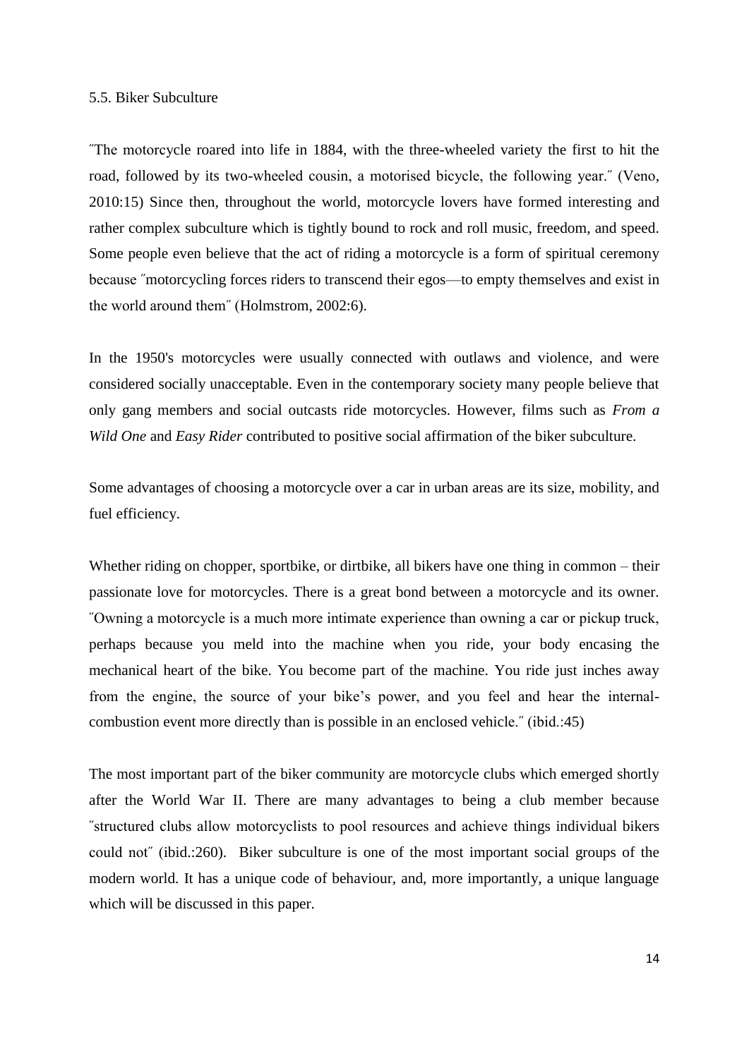## 5.5. Biker Subculture

″The motorcycle roared into life in 1884, with the three-wheeled variety the first to hit the road, followed by its two-wheeled cousin, a motorised bicycle, the following year.″ (Veno, 2010:15) Since then, throughout the world, motorcycle lovers have formed interesting and rather complex subculture which is tightly bound to rock and roll music, freedom, and speed. Some people even believe that the act of riding a motorcycle is a form of spiritual ceremony because ″motorcycling forces riders to transcend their egos—to empty themselves and exist in the world around them″ (Holmstrom, 2002:6).

In the 1950's motorcycles were usually connected with outlaws and violence, and were considered socially unacceptable. Even in the contemporary society many people believe that only gang members and social outcasts ride motorcycles. However, films such as *From a Wild One* and *Easy Rider* contributed to positive social affirmation of the biker subculture.

Some advantages of choosing a motorcycle over a car in urban areas are its size, mobility, and fuel efficiency.

Whether riding on chopper, sportbike, or dirtbike, all bikers have one thing in common – their passionate love for motorcycles. There is a great bond between a motorcycle and its owner. ″Owning a motorcycle is a much more intimate experience than owning a car or pickup truck, perhaps because you meld into the machine when you ride, your body encasing the mechanical heart of the bike. You become part of the machine. You ride just inches away from the engine, the source of your bike's power, and you feel and hear the internal-combustion event more directly than is possible in an enclosed vehicle.″ (ibid.:45)

The most important part of the biker community are motorcycle clubs which emerged shortly after the World War II. There are many advantages to being a club member because ″structured clubs allow motorcyclists to pool resources and achieve things individual bikers could not″ (ibid.:260). Biker subculture is one of the most important social groups of the modern world. It has a unique code of behaviour, and, more importantly, a unique language which will be discussed in this paper.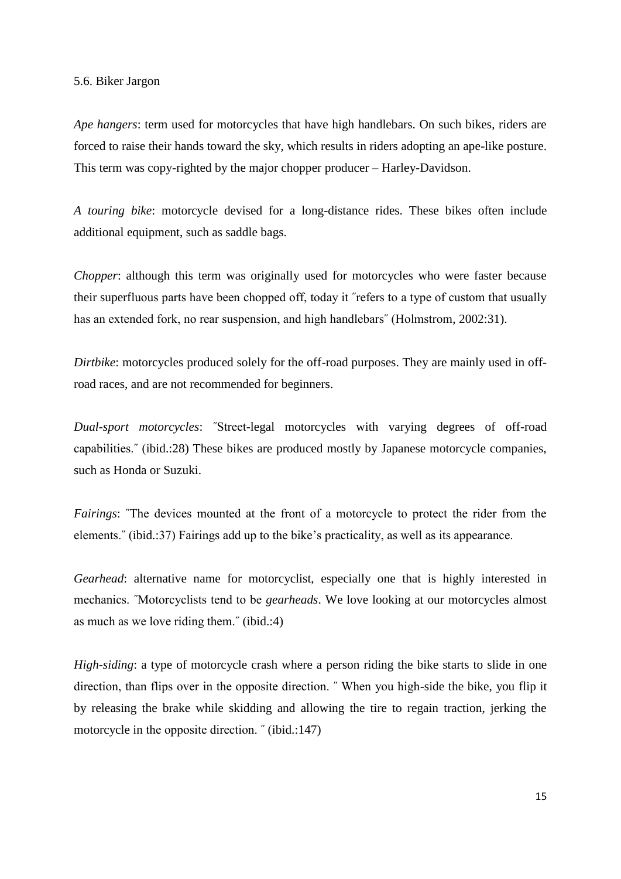5.6. Biker Jargon

*Ape hangers*: term used for motorcycles that have high handlebars. On such bikes, riders are forced to raise their hands toward the sky, which results in riders adopting an ape-like posture. This term was copy-righted by the major chopper producer – Harley-Davidson.

*A touring bike*: motorcycle devised for a long-distance rides. These bikes often include additional equipment, such as saddle bags.

*Chopper*: although this term was originally used for motorcycles who were faster because their superfluous parts have been chopped off, today it ″refers to a type of custom that usually has an extended fork, no rear suspension, and high handlebars″ (Holmstrom, 2002:31).

*Dirtbike*: motorcycles produced solely for the off-road purposes. They are mainly used in off-road races, and are not recommended for beginners.

*Dual-sport motorcycles*: ″Street-legal motorcycles with varying degrees of off-road capabilities.″ (ibid.:28) These bikes are produced mostly by Japanese motorcycle companies, such as Honda or Suzuki.

*Fairings*: ″The devices mounted at the front of a motorcycle to protect the rider from the elements.″ (ibid.:37) Fairings add up to the bike's practicality, as well as its appearance.

*Gearhead*: alternative name for motorcyclist, especially one that is highly interested in mechanics. ″Motorcyclists tend to be *gearheads*. We love looking at our motorcycles almost as much as we love riding them.″ (ibid.:4)

*High-siding*: a type of motorcycle crash where a person riding the bike starts to slide in one direction, than flips over in the opposite direction. ″ When you high-side the bike, you flip it by releasing the brake while skidding and allowing the tire to regain traction, jerking the motorcycle in the opposite direction. ″ (ibid.:147)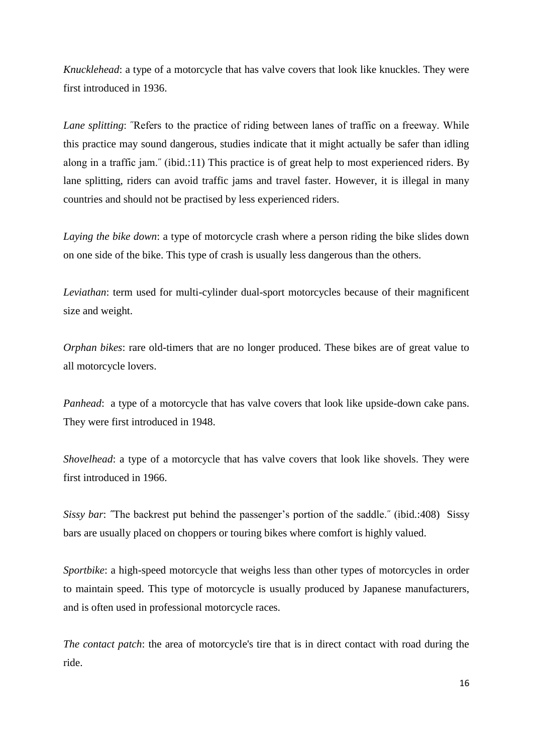*Knucklehead*: a type of a motorcycle that has valve covers that look like knuckles. They were first introduced in 1936.

*Lane splitting*: ″Refers to the practice of riding between lanes of traffic on a freeway. While this practice may sound dangerous, studies indicate that it might actually be safer than idling along in a traffic jam.″ (ibid.:11) This practice is of great help to most experienced riders. By lane splitting, riders can avoid traffic jams and travel faster. However, it is illegal in many countries and should not be practised by less experienced riders.

*Laying the bike down*: a type of motorcycle crash where a person riding the bike slides down on one side of the bike. This type of crash is usually less dangerous than the others.

*Leviathan*: term used for multi-cylinder dual-sport motorcycles because of their magnificent size and weight.

*Orphan bikes*: rare old-timers that are no longer produced. These bikes are of great value to all motorcycle lovers.

*Panhead*: a type of a motorcycle that has valve covers that look like upside-down cake pans. They were first introduced in 1948.

*Shovelhead*: a type of a motorcycle that has valve covers that look like shovels. They were first introduced in 1966.

*Sissy bar*: ″The backrest put behind the passenger's portion of the saddle.″ (ibid.:408) Sissy bars are usually placed on choppers or touring bikes where comfort is highly valued.

*Sportbike*: a high-speed motorcycle that weighs less than other types of motorcycles in order to maintain speed. This type of motorcycle is usually produced by Japanese manufacturers, and is often used in professional motorcycle races.

*The contact patch*: the area of motorcycle's tire that is in direct contact with road during the ride.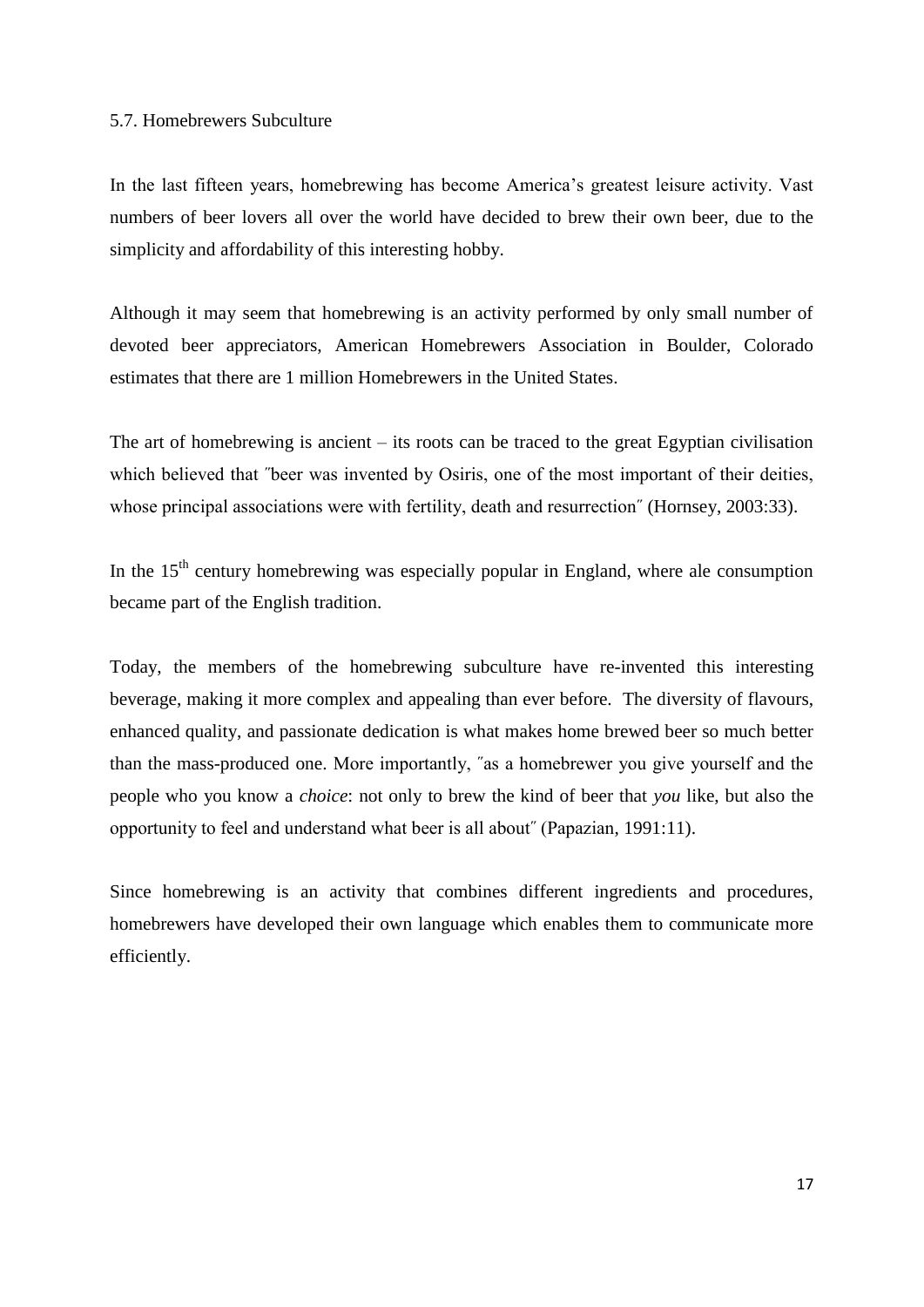## 5.7. Homebrewers Subculture

In the last fifteen years, homebrewing has become America's greatest leisure activity. Vast numbers of beer lovers all over the world have decided to brew their own beer, due to the simplicity and affordability of this interesting hobby.

Although it may seem that homebrewing is an activity performed by only small number of devoted beer appreciators, American Homebrewers Association in Boulder, Colorado estimates that there are 1 million Homebrewers in the United States.

The art of homebrewing is ancient – its roots can be traced to the great Egyptian civilisation which believed that ˝beer was invented by Osiris, one of the most important of their deities, whose principal associations were with fertility, death and resurrection˝ (Hornsey, 2003:33).

In the 15th century homebrewing was especially popular in England, where ale consumption became part of the English tradition.

Today, the members of the homebrewing subculture have re-invented this interesting beverage, making it more complex and appealing than ever before. The diversity of flavours, enhanced quality, and passionate dedication is what makes home brewed beer so much better than the mass-produced one. More importantly, ˝as a homebrewer you give yourself and the people who you know a *choice*: not only to brew the kind of beer that *you* like, but also the opportunity to feel and understand what beer is all about˝ (Papazian, 1991:11).

Since homebrewing is an activity that combines different ingredients and procedures, homebrewers have developed their own language which enables them to communicate more efficiently.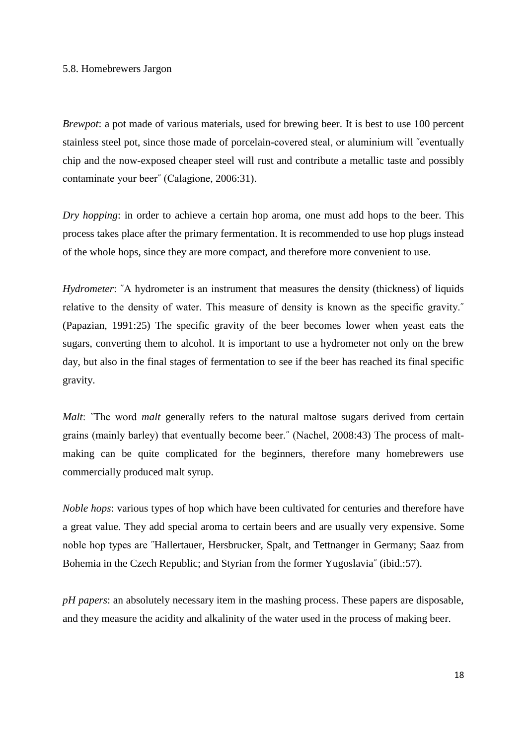## 5.8. Homebrewers Jargon

*Brewpot*: a pot made of various materials, used for brewing beer. It is best to use 100 percent stainless steel pot, since those made of porcelain-covered steal, or aluminium will ″eventually chip and the now-exposed cheaper steel will rust and contribute a metallic taste and possibly contaminate your beer″ (Calagione, 2006:31).

*Dry hopping*: in order to achieve a certain hop aroma, one must add hops to the beer. This process takes place after the primary fermentation. It is recommended to use hop plugs instead of the whole hops, since they are more compact, and therefore more convenient to use.

*Hydrometer*: ″A hydrometer is an instrument that measures the density (thickness) of liquids relative to the density of water. This measure of density is known as the specific gravity.″ (Papazian, 1991:25) The specific gravity of the beer becomes lower when yeast eats the sugars, converting them to alcohol. It is important to use a hydrometer not only on the brew day, but also in the final stages of fermentation to see if the beer has reached its final specific gravity.

*Malt*: ″The word *malt* generally refers to the natural maltose sugars derived from certain grains (mainly barley) that eventually become beer.″ (Nachel, 2008:43) The process of malt-making can be quite complicated for the beginners, therefore many homebrewers use commercially produced malt syrup.

*Noble hops*: various types of hop which have been cultivated for centuries and therefore have a great value. They add special aroma to certain beers and are usually very expensive. Some noble hop types are ″Hallertauer, Hersbrucker, Spalt, and Tettnanger in Germany; Saaz from Bohemia in the Czech Republic; and Styrian from the former Yugoslavia″ (ibid.:57).

*pH papers*: an absolutely necessary item in the mashing process. These papers are disposable, and they measure the acidity and alkalinity of the water used in the process of making beer.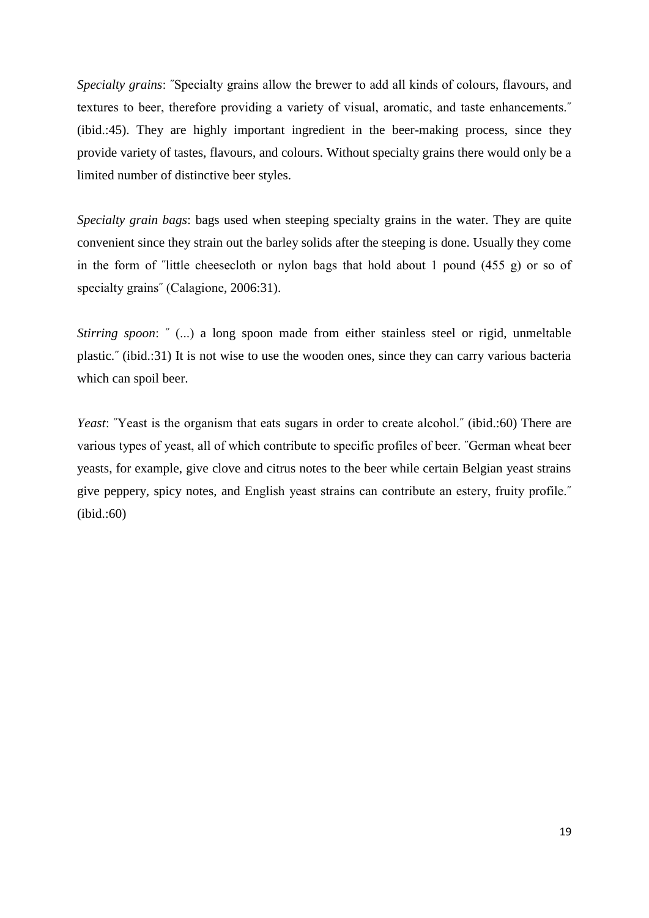*Specialty grains*: ″Specialty grains allow the brewer to add all kinds of colours, flavours, and textures to beer, therefore providing a variety of visual, aromatic, and taste enhancements.″ (ibid.:45). They are highly important ingredient in the beer-making process, since they provide variety of tastes, flavours, and colours. Without specialty grains there would only be a limited number of distinctive beer styles.

*Specialty grain bags*: bags used when steeping specialty grains in the water. They are quite convenient since they strain out the barley solids after the steeping is done. Usually they come in the form of ″little cheesecloth or nylon bags that hold about 1 pound (455 g) or so of specialty grains″ (Calagione, 2006:31).

*Stirring spoon*: ″ (...) a long spoon made from either stainless steel or rigid, unmeltable plastic.″ (ibid.:31) It is not wise to use the wooden ones, since they can carry various bacteria which can spoil beer.

*Yeast*: ″Yeast is the organism that eats sugars in order to create alcohol.″ (ibid.:60) There are various types of yeast, all of which contribute to specific profiles of beer. ″German wheat beer yeasts, for example, give clove and citrus notes to the beer while certain Belgian yeast strains give peppery, spicy notes, and English yeast strains can contribute an estery, fruity profile.″ (ibid.:60)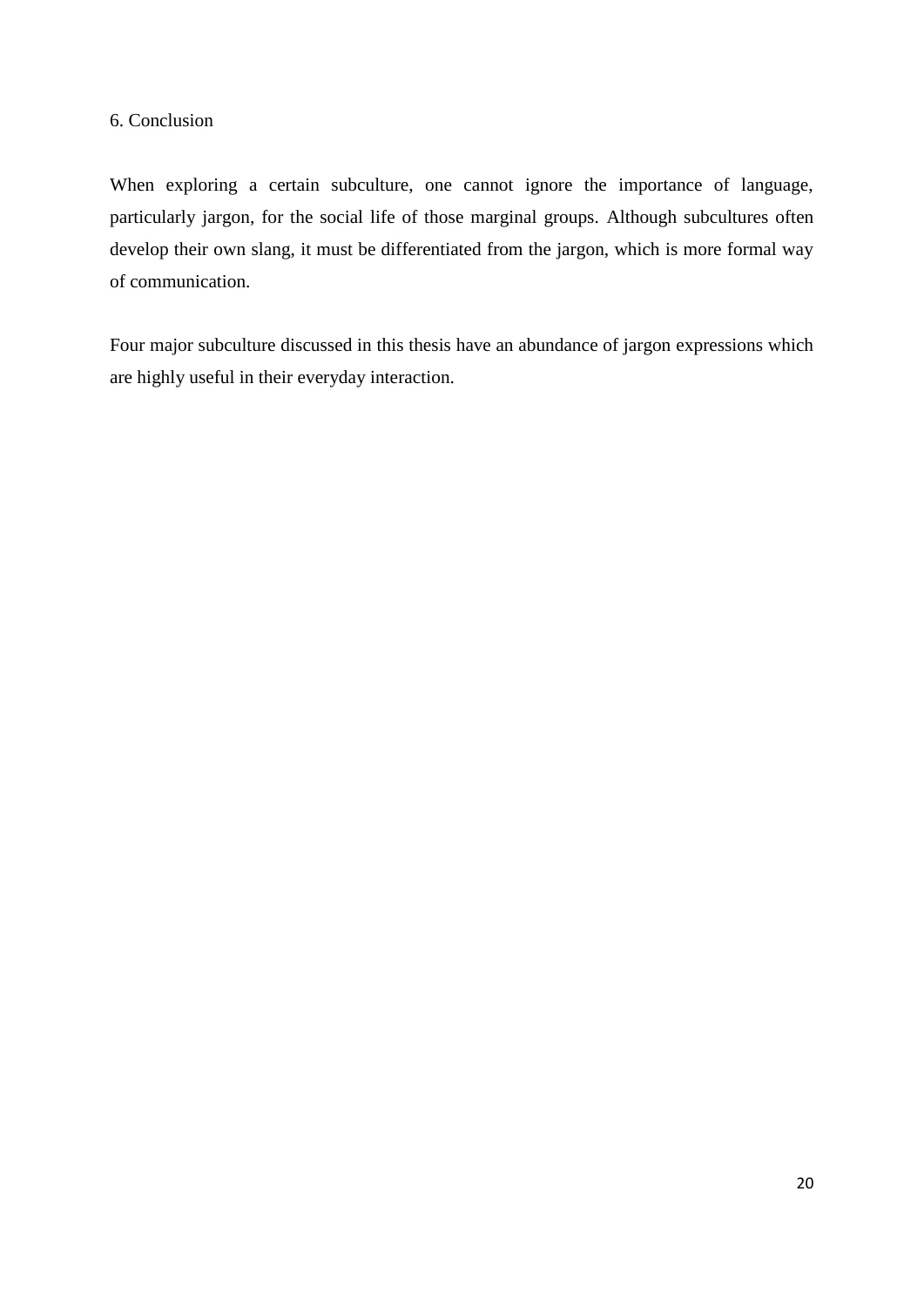# 6. Conclusion

When exploring a certain subculture, one cannot ignore the importance of language, particularly jargon, for the social life of those marginal groups. Although subcultures often develop their own slang, it must be differentiated from the jargon, which is more formal way of communication.

Four major subculture discussed in this thesis have an abundance of jargon expressions which are highly useful in their everyday interaction.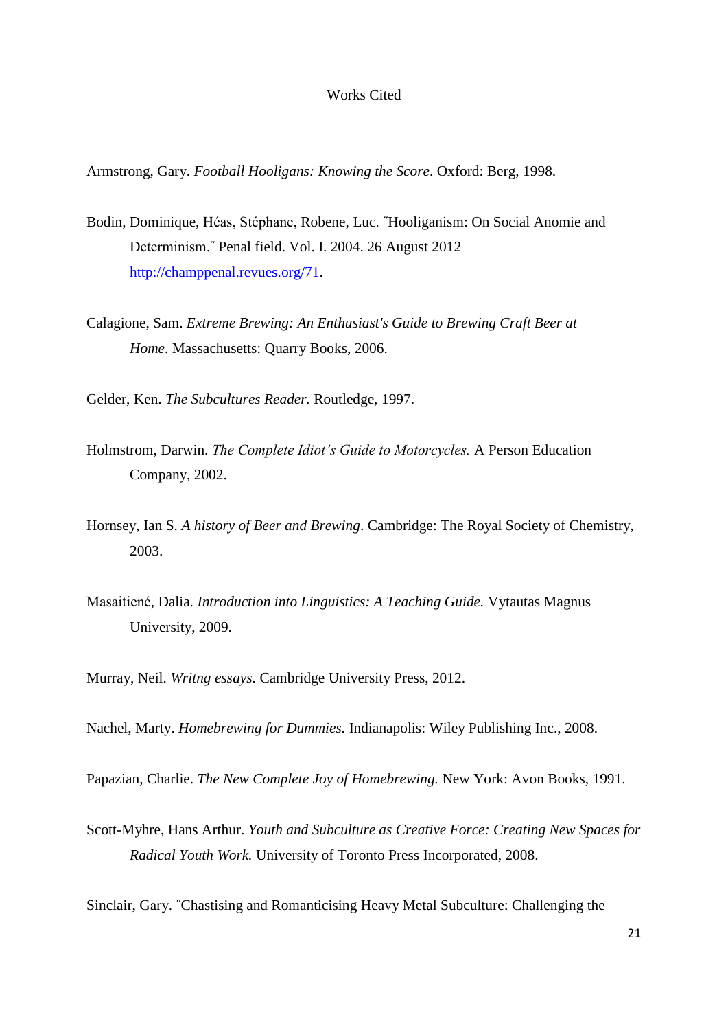# Works Cited

Armstrong, Gary. *Football Hooligans: Knowing the Score*. Oxford: Berg, 1998.

Bodin, Dominique, Héas, Stéphane, Robene, Luc. ˝Hooliganism: On Social Anomie and Determinism.˝ Penal field. Vol. I. 2004. 26 August 2012 http://champpenal.revues.org/71.

Calagione, Sam. *Extreme Brewing: An Enthusiast's Guide to Brewing Craft Beer at Home*. Massachusetts: Quarry Books, 2006.

Gelder, Ken. *The Subcultures Reader.* Routledge, 1997.

Holmstrom, Darwin. *The Complete Idiot's Guide to Motorcycles.* A Person Education Company, 2002.

Hornsey, Ian S. *A history of Beer and Brewing*. Cambridge: The Royal Society of Chemistry, 2003.

Masaitiené, Dalia. *Introduction into Linguistics: A Teaching Guide.* Vytautas Magnus University, 2009.

Murray, Neil. *Writng essays.* Cambridge University Press, 2012.

Nachel, Marty. *Homebrewing for Dummies.* Indianapolis: Wiley Publishing Inc., 2008.

Papazian, Charlie. *The New Complete Joy of Homebrewing.* New York: Avon Books, 1991.

Scott-Myhre, Hans Arthur. *Youth and Subculture as Creative Force: Creating New Spaces for Radical Youth Work.* University of Toronto Press Incorporated, 2008.

Sinclair, Gary. ˝Chastising and Romanticising Heavy Metal Subculture: Challenging the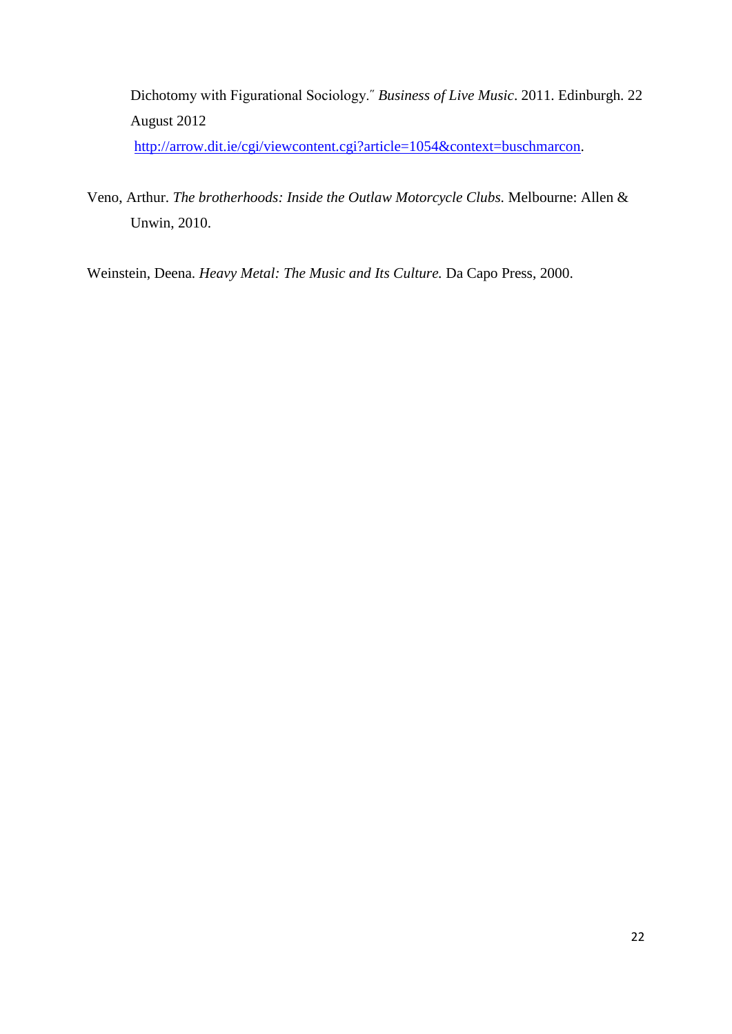Dichotomy with Figurational Sociology.″ *Business of Live Music*. 2011. Edinburgh. 22 August 2012 http://arrow.dit.ie/cgi/viewcontent.cgi?article=1054&context=buschmarcon.

Veno, Arthur. *The brotherhoods: Inside the Outlaw Motorcycle Clubs.* Melbourne: Allen & Unwin, 2010.

Weinstein, Deena. *Heavy Metal: The Music and Its Culture.* Da Capo Press, 2000.